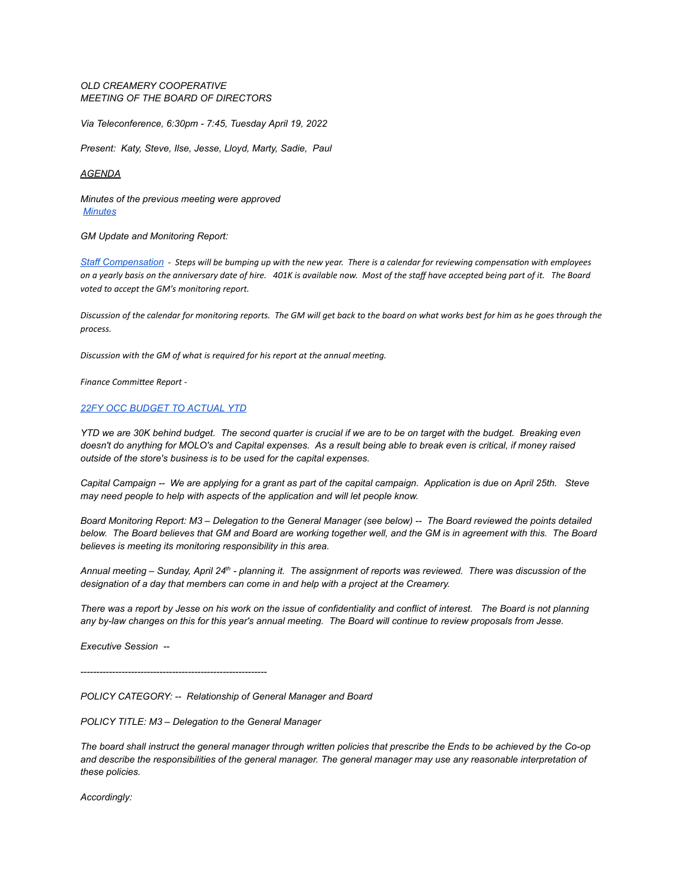*OLD CREAMERY COOPERATIVE*
*MEETING OF THE BOARD OF DIRECTORS*

*Via Teleconference, 6:30pm - 7:45, Tuesday April 19, 2022*

*Present: Katy, Steve, Ilse, Jesse, Lloyd, Marty, Sadie, Paul*

***AGENDA***

*Minutes of the previous meeting were approved*
*[Minutes]*

*GM Update and Monitoring Report:*

*[Staff Compensation] - Steps will be bumping up with the new year. There is a calendar for reviewing compensation with employees on a yearly basis on the anniversary date of hire. 401K is available now. Most of the staff have accepted being part of it. The Board voted to accept the GM's monitoring report.*

*Discussion of the calendar for monitoring reports. The GM will get back to the board on what works best for him as he goes through the process.*

*Discussion with the GM of what is required for his report at the annual meeting.*

*Finance Committee Report -*

*[22FY OCC BUDGET TO ACTUAL YTD]*

*YTD we are 30K behind budget. The second quarter is crucial if we are to be on target with the budget. Breaking even doesn't do anything for MOLO's and Capital expenses. As a result being able to break even is critical, if money raised outside of the store's business is to be used for the capital expenses.*

*Capital Campaign -- We are applying for a grant as part of the capital campaign. Application is due on April 25th. Steve may need people to help with aspects of the application and will let people know.*

*Board Monitoring Report: M3 – Delegation to the General Manager (see below) -- The Board reviewed the points detailed below. The Board believes that GM and Board are working together well, and the GM is in agreement with this. The Board believes is meeting its monitoring responsibility in this area.*

*Annual meeting – Sunday, April 24th - planning it. The assignment of reports was reviewed. There was discussion of the designation of a day that members can come in and help with a project at the Creamery.*

*There was a report by Jesse on his work on the issue of confidentiality and conflict of interest. The Board is not planning any by-law changes on this for this year's annual meeting. The Board will continue to review proposals from Jesse.*

*Executive Session --*

---

*POLICY CATEGORY: -- Relationship of General Manager and Board*

*POLICY TITLE: M3 – Delegation to the General Manager*

*The board shall instruct the general manager through written policies that prescribe the Ends to be achieved by the Co-op and describe the responsibilities of the general manager. The general manager may use any reasonable interpretation of these policies.*

*Accordingly:*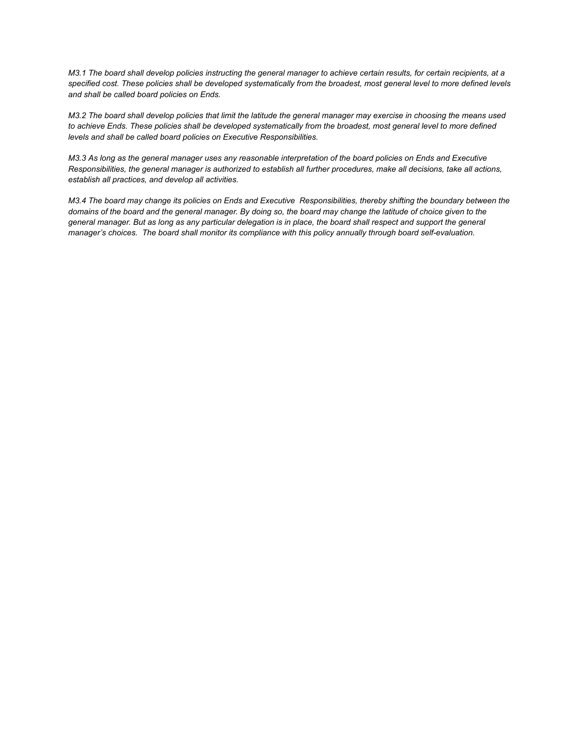*M3.1 The board shall develop policies instructing the general manager to achieve certain results, for certain recipients, at a specified cost. These policies shall be developed systematically from the broadest, most general level to more defined levels and shall be called board policies on Ends.*

*M3.2 The board shall develop policies that limit the latitude the general manager may exercise in choosing the means used to achieve Ends. These policies shall be developed systematically from the broadest, most general level to more defined levels and shall be called board policies on Executive Responsibilities.*

*M3.3 As long as the general manager uses any reasonable interpretation of the board policies on Ends and Executive Responsibilities, the general manager is authorized to establish all further procedures, make all decisions, take all actions, establish all practices, and develop all activities.*

*M3.4 The board may change its policies on Ends and Executive Responsibilities, thereby shifting the boundary between the domains of the board and the general manager. By doing so, the board may change the latitude of choice given to the general manager. But as long as any particular delegation is in place, the board shall respect and support the general manager's choices. The board shall monitor its compliance with this policy annually through board self-evaluation.*